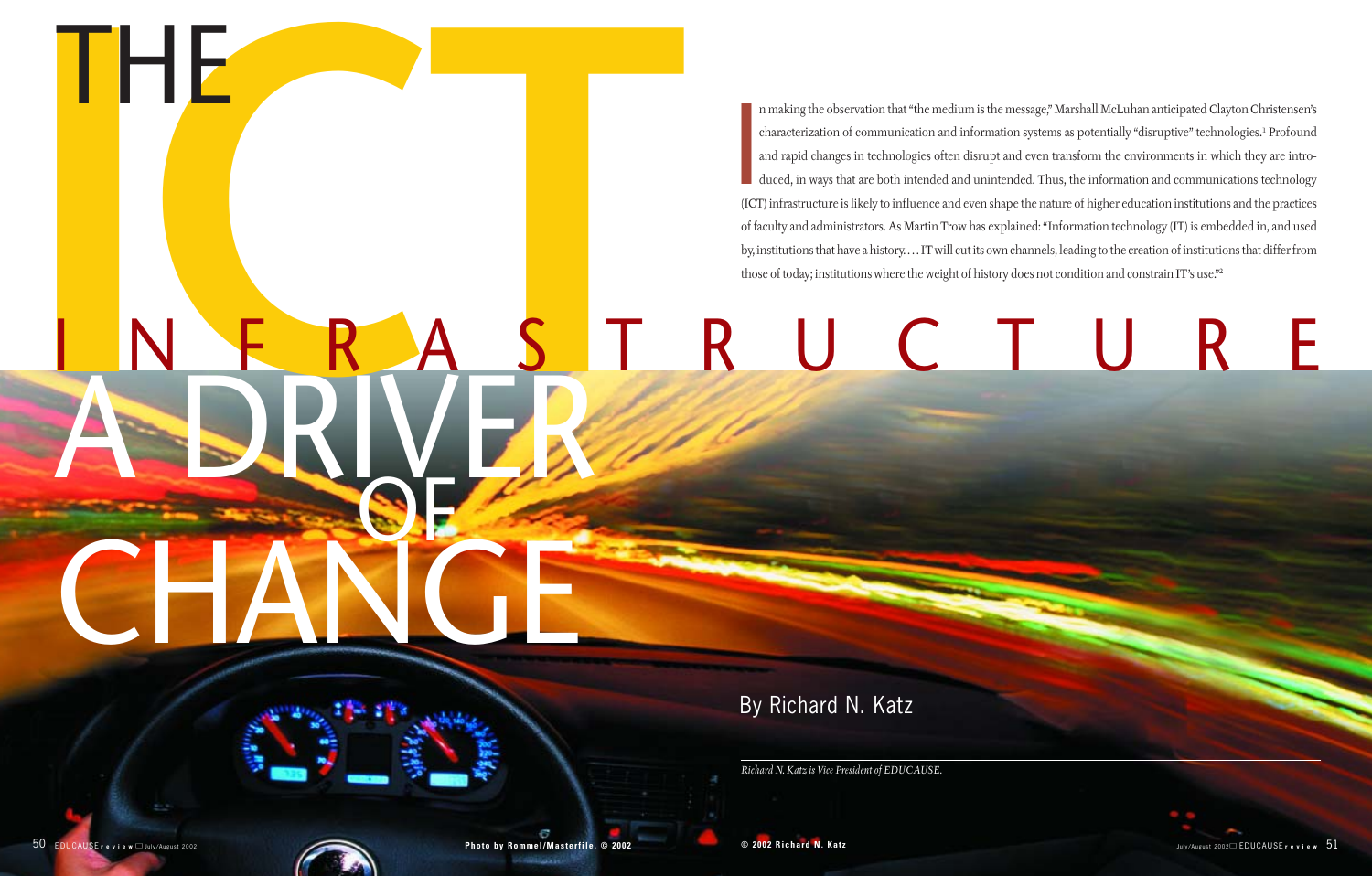# THE ICT INFRASTRUCTURE: A DRIVER OF CHANGE

By Richard N. Katz

*Richard N. Katz is Vice President of EDUCAUSE.*

In making the observation that "the medium is the message," Marshall McLuhan anticipated Clayton Christensen's characterization of communication and information systems as potentially "disruptive" technologies.[1] Profound and rapid changes in technologies often disrupt and even transform the environments in which they are introduced, in ways that are both intended and unintended. Thus, the information and communications technology (ICT) infrastructure is likely to influence and even shape the nature of higher education institutions and the practices of faculty and administrators. As Martin Trow has explained: "Information technology (IT) is embedded in, and used by, institutions that have a history. . . . IT will cut its own channels, leading to the creation of institutions that differ from those of today; institutions where the weight of history does not condition and constrain IT's use."[2]

Photo by Rommel/Masterfile, © 2002

© 2002 Richard N. Katz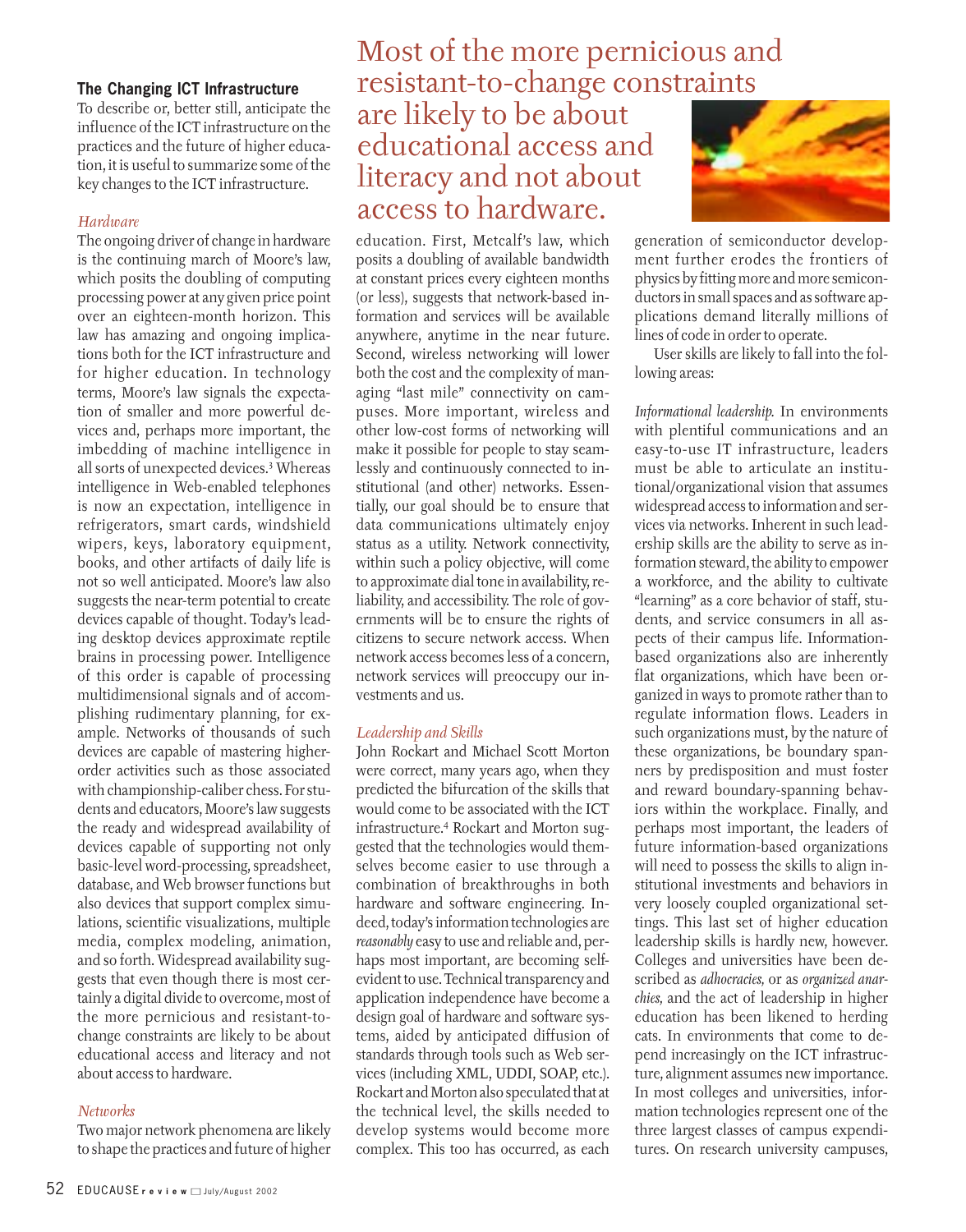### The Changing ICT Infrastructure

To describe or, better still, anticipate the influence of the ICT infrastructure on the practices and the future of higher education, it is useful to summarize some of the key changes to the ICT infrastructure.

#### *Hardware*

The ongoing driver of change in hardware is the continuing march of Moore's law, which posits the doubling of computing processing power at any given price point over an eighteen-month horizon. This law has amazing and ongoing implications both for the ICT infrastructure and for higher education. In technology terms, Moore's law signals the expectation of smaller and more powerful devices and, perhaps more important, the imbedding of machine intelligence in all sorts of unexpected devices.[3] Whereas intelligence in Web-enabled telephones is now an expectation, intelligence in refrigerators, smart cards, windshield wipers, keys, laboratory equipment, books, and other artifacts of daily life is not so well anticipated. Moore's law also suggests the near-term potential to create devices capable of thought. Today's leading desktop devices approximate reptile brains in processing power. Intelligence of this order is capable of processing multidimensional signals and of accomplishing rudimentary planning, for example. Networks of thousands of such devices are capable of mastering higher-order activities such as those associated with championship-caliber chess. For students and educators, Moore's law suggests the ready and widespread availability of devices capable of supporting not only basic-level word-processing, spreadsheet, database, and Web browser functions but also devices that support complex simulations, scientific visualizations, multiple media, complex modeling, animation, and so forth. Widespread availability suggests that even though there is most certainly a digital divide to overcome, most of the more pernicious and resistant-to-change constraints are likely to be about educational access and literacy and not about access to hardware.

#### *Networks*

Two major network phenomena are likely to shape the practices and future of higher education. First, Metcalf's law, which posits a doubling of available bandwidth at constant prices every eighteen months (or less), suggests that network-based information and services will be available anywhere, anytime in the near future. Second, wireless networking will lower both the cost and the complexity of managing "last mile" connectivity on campuses. More important, wireless and other low-cost forms of networking will make it possible for people to stay seamlessly and continuously connected to institutional (and other) networks. Essentially, our goal should be to ensure that data communications ultimately enjoy status as a utility. Network connectivity, within such a policy objective, will come to approximate dial tone in availability, reliability, and accessibility. The role of governments will be to ensure the rights of citizens to secure network access. When network access becomes less of a concern, network services will preoccupy our investments and us.

> Most of the more pernicious and resistant-to-change constraints are likely to be about educational access and literacy and not about access to hardware.

#### *Leadership and Skills*

John Rockart and Michael Scott Morton were correct, many years ago, when they predicted the bifurcation of the skills that would come to be associated with the ICT infrastructure.[4] Rockart and Morton suggested that the technologies would themselves become easier to use through a combination of breakthroughs in both hardware and software engineering. Indeed, today's information technologies are *reasonably* easy to use and reliable and, perhaps most important, are becoming self-evident to use. Technical transparency and application independence have become a design goal of hardware and software systems, aided by anticipated diffusion of standards through tools such as Web services (including XML, UDDI, SOAP, etc.). Rockart and Morton also speculated that at the technical level, the skills needed to develop systems would become more complex. This too has occurred, as each generation of semiconductor development further erodes the frontiers of physics by fitting more and more semiconductors in small spaces and as software applications demand literally millions of lines of code in order to operate.

User skills are likely to fall into the following areas:

*Informational leadership.* In environments with plentiful communications and an easy-to-use IT infrastructure, leaders must be able to articulate an institutional/organizational vision that assumes widespread access to information and services via networks. Inherent in such leadership skills are the ability to serve as information steward, the ability to empower a workforce, and the ability to cultivate "learning" as a core behavior of staff, students, and service consumers in all aspects of their campus life. Information-based organizations also are inherently flat organizations, which have been organized in ways to promote rather than to regulate information flows. Leaders in such organizations must, by the nature of these organizations, be boundary spanners by predisposition and must foster and reward boundary-spanning behaviors within the workplace. Finally, and perhaps most important, the leaders of future information-based organizations will need to possess the skills to align institutional investments and behaviors in very loosely coupled organizational settings. This last set of higher education leadership skills is hardly new, however. Colleges and universities have been described as *adhocracies,* or as *organized anarchies,* and the act of leadership in higher education has been likened to herding cats. In environments that come to depend increasingly on the ICT infrastructure, alignment assumes new importance. In most colleges and universities, information technologies represent one of the three largest classes of campus expenditures. On research university campuses,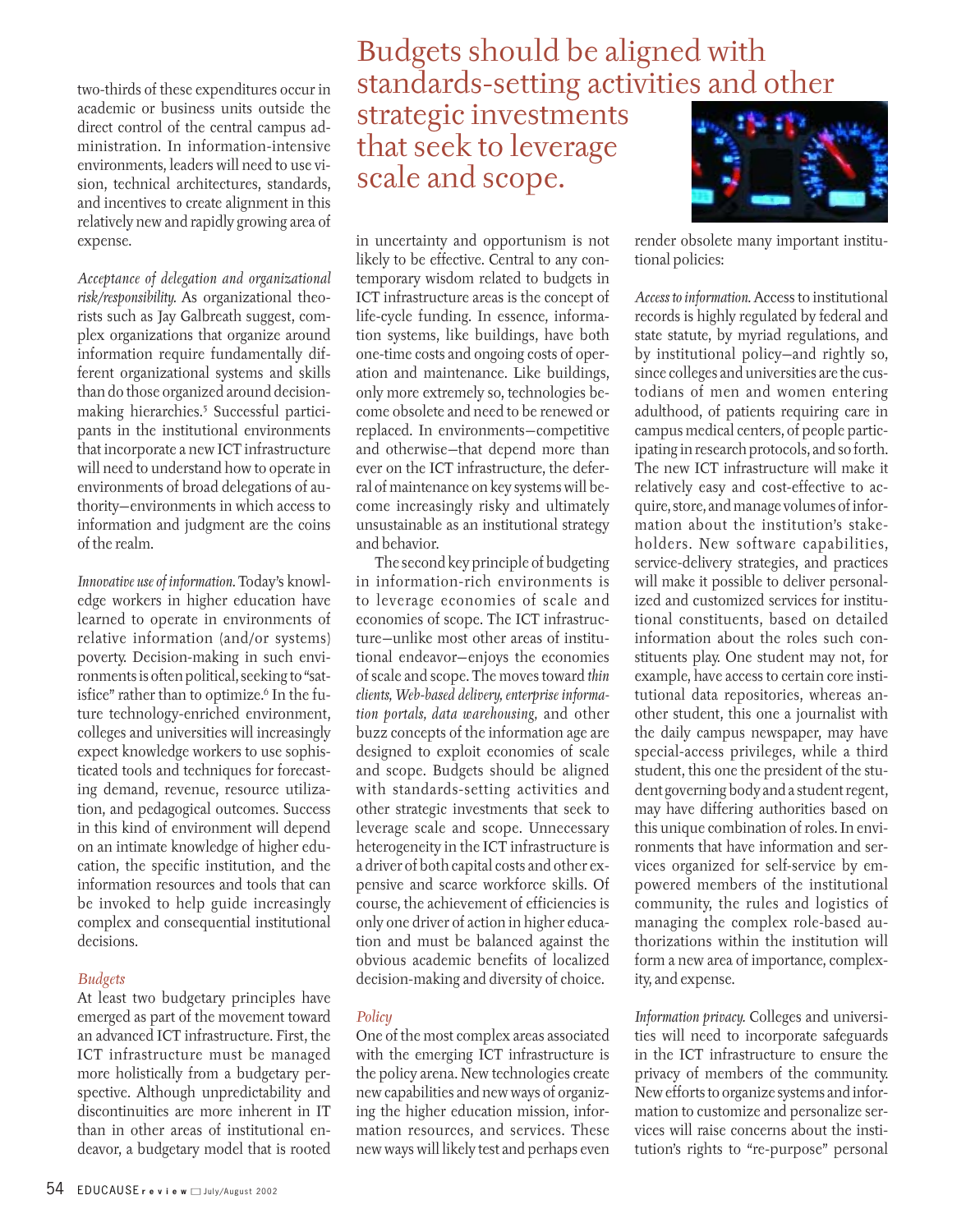two-thirds of these expenditures occur in academic or business units outside the direct control of the central campus administration. In information-intensive environments, leaders will need to use vision, technical architectures, standards, and incentives to create alignment in this relatively new and rapidly growing area of expense.

*Acceptance of delegation and organizational risk/responsibility.* As organizational theorists such as Jay Galbreath suggest, complex organizations that organize around information require fundamentally different organizational systems and skills than do those organized around decision-making hierarchies.[5] Successful participants in the institutional environments that incorporate a new ICT infrastructure will need to understand how to operate in environments of broad delegations of authority—environments in which access to information and judgment are the coins of the realm.

*Innovative use of information.* Today's knowledge workers in higher education have learned to operate in environments of relative information (and/or systems) poverty. Decision-making in such environments is often political, seeking to "satisfice" rather than to optimize.[6] In the future technology-enriched environment, colleges and universities will increasingly expect knowledge workers to use sophisticated tools and techniques for forecasting demand, revenue, resource utilization, and pedagogical outcomes. Success in this kind of environment will depend on an intimate knowledge of higher education, the specific institution, and the information resources and tools that can be invoked to help guide increasingly complex and consequential institutional decisions.

## Budgets

At least two budgetary principles have emerged as part of the movement toward an advanced ICT infrastructure. First, the ICT infrastructure must be managed more holistically from a budgetary perspective. Although unpredictability and discontinuities are more inherent in IT than in other areas of institutional endeavor, a budgetary model that is rooted in uncertainty and opportunism is not likely to be effective. Central to any contemporary wisdom related to budgets in ICT infrastructure areas is the concept of life-cycle funding. In essence, information systems, like buildings, have both one-time costs and ongoing costs of operation and maintenance. Like buildings, only more extremely so, technologies become obsolete and need to be renewed or replaced. In environments—competitive and otherwise—that depend more than ever on the ICT infrastructure, the deferral of maintenance on key systems will become increasingly risky and ultimately unsustainable as an institutional strategy and behavior.

The second key principle of budgeting in information-rich environments is to leverage economies of scale and economies of scope. The ICT infrastructure—unlike most other areas of institutional endeavor—enjoys the economies of scale and scope. The moves toward *thin clients, Web-based delivery, enterprise information portals, data warehousing,* and other buzz concepts of the information age are designed to exploit economies of scale and scope. Budgets should be aligned with standards-setting activities and other strategic investments that seek to leverage scale and scope. Unnecessary heterogeneity in the ICT infrastructure is a driver of both capital costs and other expensive and scarce workforce skills. Of course, the achievement of efficiencies is only one driver of action in higher education and must be balanced against the obvious academic benefits of localized decision-making and diversity of choice.

> Budgets should be aligned with standards-setting activities and other strategic investments that seek to leverage scale and scope.

## Policy

One of the most complex areas associated with the emerging ICT infrastructure is the policy arena. New technologies create new capabilities and new ways of organizing the higher education mission, information resources, and services. These new ways will likely test and perhaps even render obsolete many important institutional policies:

*Access to information.* Access to institutional records is highly regulated by federal and state statute, by myriad regulations, and by institutional policy—and rightly so, since colleges and universities are the custodians of men and women entering adulthood, of patients requiring care in campus medical centers, of people participating in research protocols, and so forth. The new ICT infrastructure will make it relatively easy and cost-effective to acquire, store, and manage volumes of information about the institution's stakeholders. New software capabilities, service-delivery strategies, and practices will make it possible to deliver personalized and customized services for institutional constituents, based on detailed information about the roles such constituents play. One student may not, for example, have access to certain core institutional data repositories, whereas another student, this one a journalist with the daily campus newspaper, may have special-access privileges, while a third student, this one the president of the student governing body and a student regent, may have differing authorities based on this unique combination of roles. In environments that have information and services organized for self-service by empowered members of the institutional community, the rules and logistics of managing the complex role-based authorizations within the institution will form a new area of importance, complexity, and expense.

*Information privacy.* Colleges and universities will need to incorporate safeguards in the ICT infrastructure to ensure the privacy of members of the community. New efforts to organize systems and information to customize and personalize services will raise concerns about the institution's rights to "re-purpose" personal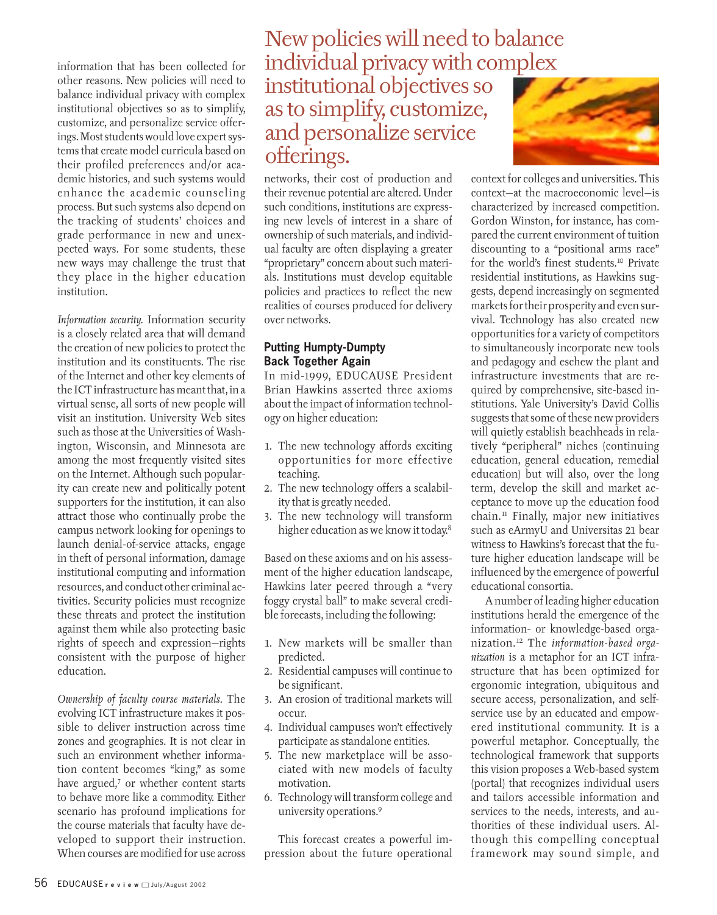information that has been collected for other reasons. New policies will need to balance individual privacy with complex institutional objectives so as to simplify, customize, and personalize service offerings. Most students would love expert systems that create model curricula based on their profiled preferences and/or academic histories, and such systems would enhance the academic counseling process. But such systems also depend on the tracking of students' choices and grade performance in new and unexpected ways. For some students, these new ways may challenge the trust that they place in the higher education institution.

*Information security.* Information security is a closely related area that will demand the creation of new policies to protect the institution and its constituents. The rise of the Internet and other key elements of the ICT infrastructure has meant that, in a virtual sense, all sorts of new people will visit an institution. University Web sites such as those at the Universities of Washington, Wisconsin, and Minnesota are among the most frequently visited sites on the Internet. Although such popularity can create new and politically potent supporters for the institution, it can also attract those who continually probe the campus network looking for openings to launch denial-of-service attacks, engage in theft of personal information, damage institutional computing and information resources, and conduct other criminal activities. Security policies must recognize these threats and protect the institution against them while also protecting basic rights of speech and expression—rights consistent with the purpose of higher education.

*Ownership of faculty course materials.* The evolving ICT infrastructure makes it possible to deliver instruction across time zones and geographies. It is not clear in such an environment whether information content becomes "king," as some have argued,[7] or whether content starts to behave more like a commodity. Either scenario has profound implications for the course materials that faculty have developed to support their instruction. When courses are modified for use across networks, their cost of production and their revenue potential are altered. Under such conditions, institutions are expressing new levels of interest in a share of ownership of such materials, and individual faculty are often displaying a greater "proprietary" concern about such materials. Institutions must develop equitable policies and practices to reflect the new realities of courses produced for delivery over networks.

New policies will need to balance individual privacy with complex institutional objectives so as to simplify, customize, and personalize service offerings.

### Putting Humpty-Dumpty Back Together Again

In mid-1999, EDUCAUSE President Brian Hawkins asserted three axioms about the impact of information technology on higher education:

1. The new technology affords exciting opportunities for more effective teaching.
2. The new technology offers a scalability that is greatly needed.
3. The new technology will transform higher education as we know it today.[8]

Based on these axioms and on his assessment of the higher education landscape, Hawkins later peered through a "very foggy crystal ball" to make several credible forecasts, including the following:

1. New markets will be smaller than predicted.
2. Residential campuses will continue to be significant.
3. An erosion of traditional markets will occur.
4. Individual campuses won't effectively participate as standalone entities.
5. The new marketplace will be associated with new models of faculty motivation.
6. Technology will transform college and university operations.[9]

This forecast creates a powerful impression about the future operational context for colleges and universities. This context—at the macroeconomic level—is characterized by increased competition. Gordon Winston, for instance, has compared the current environment of tuition discounting to a "positional arms race" for the world's finest students.[10] Private residential institutions, as Hawkins suggests, depend increasingly on segmented markets for their prosperity and even survival. Technology has also created new opportunities for a variety of competitors to simultaneously incorporate new tools and pedagogy and eschew the plant and infrastructure investments that are required by comprehensive, site-based institutions. Yale University's David Collis suggests that some of these new providers will quietly establish beachheads in relatively "peripheral" niches (continuing education, general education, remedial education) but will also, over the long term, develop the skill and market acceptance to move up the education food chain.[11] Finally, major new initiatives such as eArmyU and Universitas 21 bear witness to Hawkins's forecast that the future higher education landscape will be influenced by the emergence of powerful educational consortia.

A number of leading higher education institutions herald the emergence of the information- or knowledge-based organization.[12] The *information-based organization* is a metaphor for an ICT infrastructure that has been optimized for ergonomic integration, ubiquitous and secure access, personalization, and self-service use by an educated and empowered institutional community. It is a powerful metaphor. Conceptually, the technological framework that supports this vision proposes a Web-based system (portal) that recognizes individual users and tailors accessible information and services to the needs, interests, and authorities of these individual users. Although this compelling conceptual framework may sound simple, and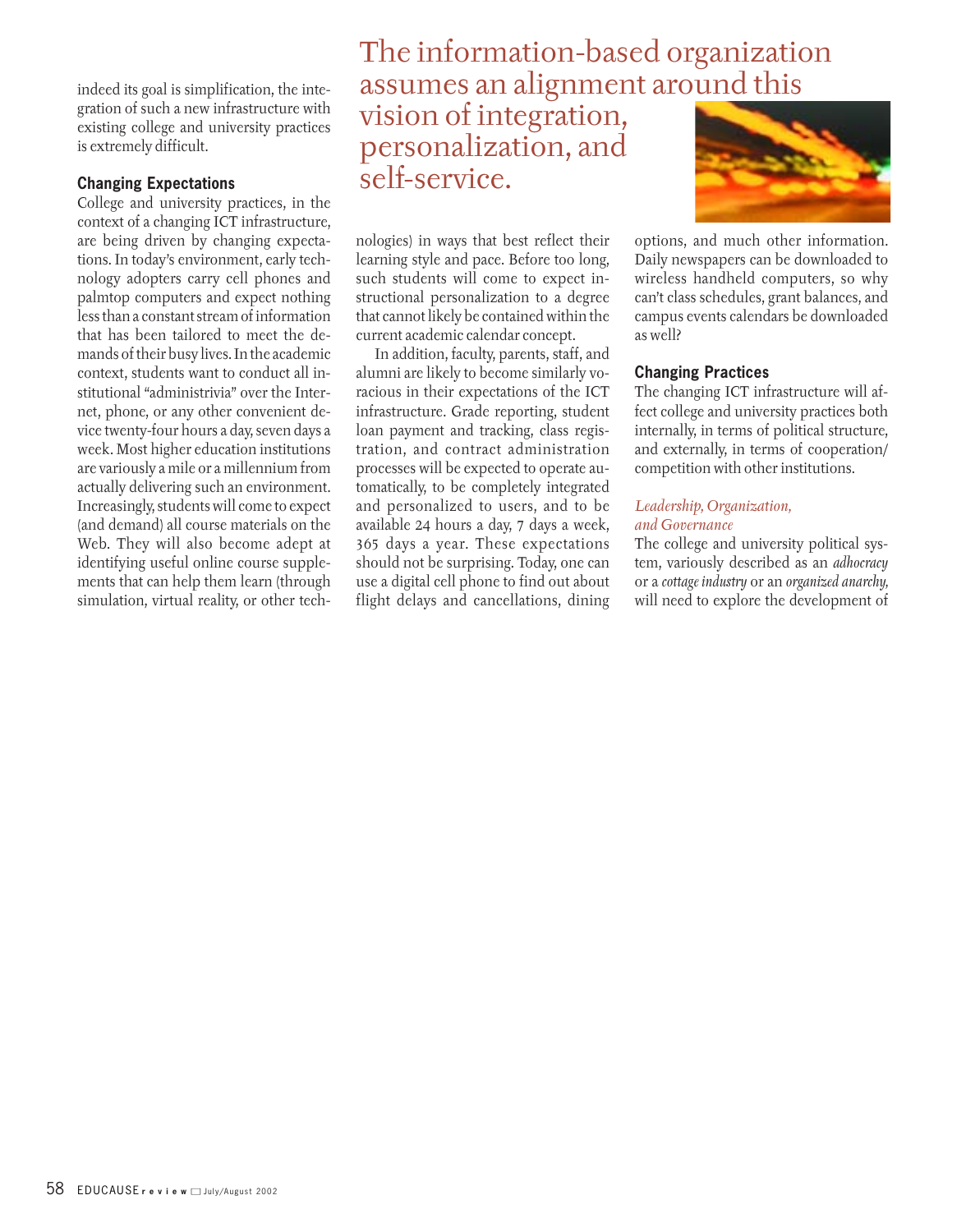indeed its goal is simplification, the integration of such a new infrastructure with existing college and university practices is extremely difficult.

> The information-based organization assumes an alignment around this vision of integration, personalization, and self-service.

### Changing Expectations

College and university practices, in the context of a changing ICT infrastructure, are being driven by changing expectations. In today's environment, early technology adopters carry cell phones and palmtop computers and expect nothing less than a constant stream of information that has been tailored to meet the demands of their busy lives. In the academic context, students want to conduct all institutional "administrivia" over the Internet, phone, or any other convenient device twenty-four hours a day, seven days a week. Most higher education institutions are variously a mile or a millennium from actually delivering such an environment. Increasingly, students will come to expect (and demand) all course materials on the Web. They will also become adept at identifying useful online course supplements that can help them learn (through simulation, virtual reality, or other technologies) in ways that best reflect their learning style and pace. Before too long, such students will come to expect instructional personalization to a degree that cannot likely be contained within the current academic calendar concept.

In addition, faculty, parents, staff, and alumni are likely to become similarly voracious in their expectations of the ICT infrastructure. Grade reporting, student loan payment and tracking, class registration, and contract administration processes will be expected to operate automatically, to be completely integrated and personalized to users, and to be available 24 hours a day, 7 days a week, 365 days a year. These expectations should not be surprising. Today, one can use a digital cell phone to find out about flight delays and cancellations, dining options, and much other information. Daily newspapers can be downloaded to wireless handheld computers, so why can't class schedules, grant balances, and campus events calendars be downloaded as well?

### Changing Practices

The changing ICT infrastructure will affect college and university practices both internally, in terms of political structure, and externally, in terms of cooperation/competition with other institutions.

#### *Leadership, Organization, and Governance*

The college and university political system, variously described as an *adhocracy* or a *cottage industry* or an *organized anarchy,* will need to explore the development of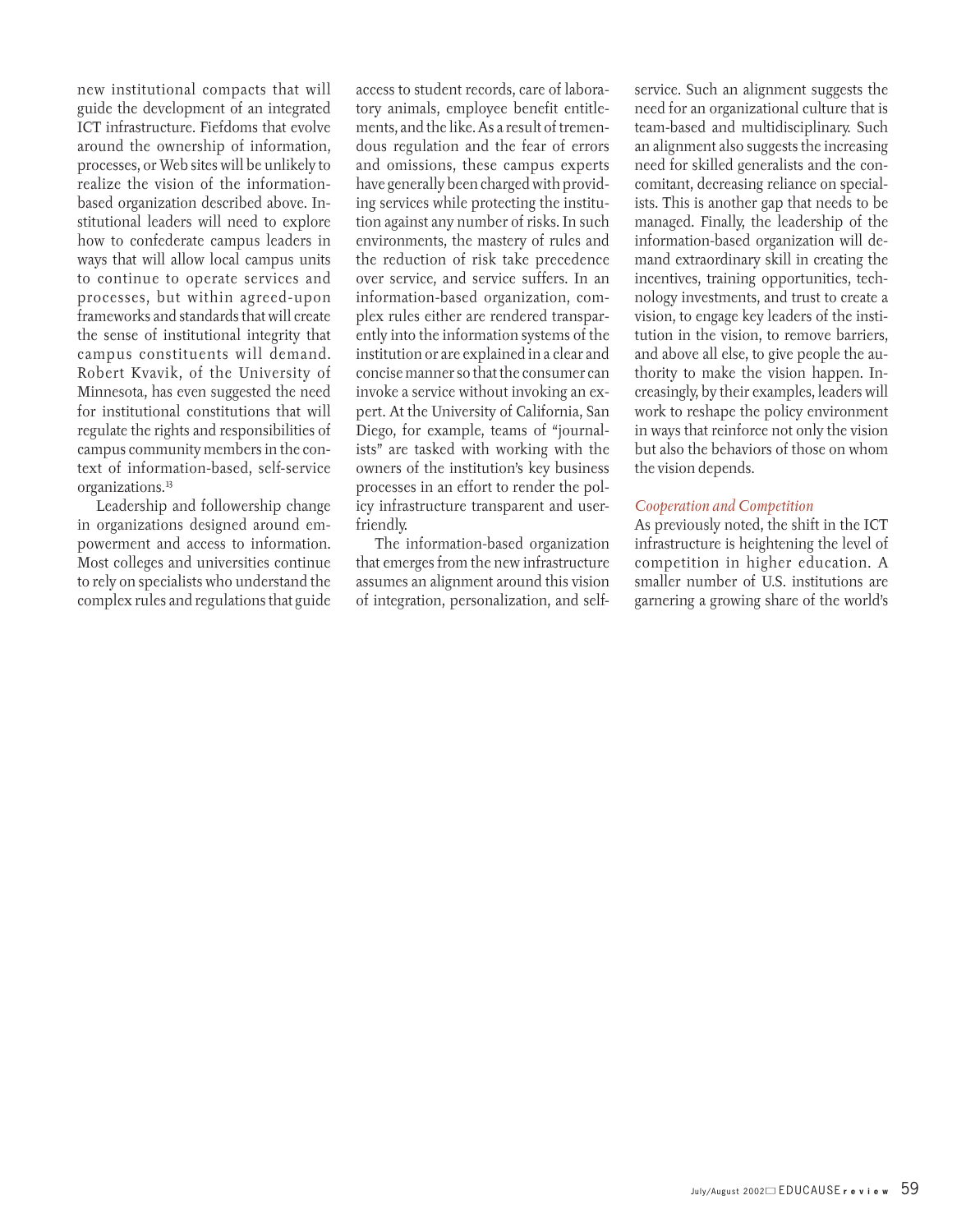new institutional compacts that will guide the development of an integrated ICT infrastructure. Fiefdoms that evolve around the ownership of information, processes, or Web sites will be unlikely to realize the vision of the information-based organization described above. Institutional leaders will need to explore how to confederate campus leaders in ways that will allow local campus units to continue to operate services and processes, but within agreed-upon frameworks and standards that will create the sense of institutional integrity that campus constituents will demand. Robert Kvavik, of the University of Minnesota, has even suggested the need for institutional constitutions that will regulate the rights and responsibilities of campus community members in the context of information-based, self-service organizations.[13]

Leadership and followership change in organizations designed around empowerment and access to information. Most colleges and universities continue to rely on specialists who understand the complex rules and regulations that guide access to student records, care of laboratory animals, employee benefit entitlements, and the like. As a result of tremendous regulation and the fear of errors and omissions, these campus experts have generally been charged with providing services while protecting the institution against any number of risks. In such environments, the mastery of rules and the reduction of risk take precedence over service, and service suffers. In an information-based organization, complex rules either are rendered transparently into the information systems of the institution or are explained in a clear and concise manner so that the consumer can invoke a service without invoking an expert. At the University of California, San Diego, for example, teams of "journalists" are tasked with working with the owners of the institution's key business processes in an effort to render the policy infrastructure transparent and user-friendly.

The information-based organization that emerges from the new infrastructure assumes an alignment around this vision of integration, personalization, and self-service. Such an alignment suggests the need for an organizational culture that is team-based and multidisciplinary. Such an alignment also suggests the increasing need for skilled generalists and the concomitant, decreasing reliance on specialists. This is another gap that needs to be managed. Finally, the leadership of the information-based organization will demand extraordinary skill in creating the incentives, training opportunities, technology investments, and trust to create a vision, to engage key leaders of the institution in the vision, to remove barriers, and above all else, to give people the authority to make the vision happen. Increasingly, by their examples, leaders will work to reshape the policy environment in ways that reinforce not only the vision but also the behaviors of those on whom the vision depends.

### *Cooperation and Competition*

As previously noted, the shift in the ICT infrastructure is heightening the level of competition in higher education. A smaller number of U.S. institutions are garnering a growing share of the world's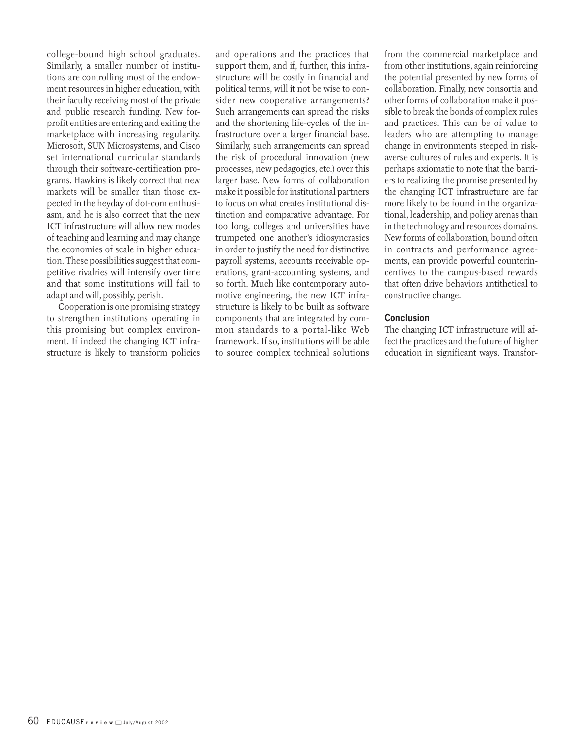college-bound high school graduates. Similarly, a smaller number of institutions are controlling most of the endowment resources in higher education, with their faculty receiving most of the private and public research funding. New for-profit entities are entering and exiting the marketplace with increasing regularity. Microsoft, SUN Microsystems, and Cisco set international curricular standards through their software-certification programs. Hawkins is likely correct that new markets will be smaller than those expected in the heyday of dot-com enthusiasm, and he is also correct that the new ICT infrastructure will allow new modes of teaching and learning and may change the economies of scale in higher education. These possibilities suggest that competitive rivalries will intensify over time and that some institutions will fail to adapt and will, possibly, perish.

Cooperation is one promising strategy to strengthen institutions operating in this promising but complex environment. If indeed the changing ICT infrastructure is likely to transform policies and operations and the practices that support them, and if, further, this infrastructure will be costly in financial and political terms, will it not be wise to consider new cooperative arrangements? Such arrangements can spread the risks and the shortening life-cycles of the infrastructure over a larger financial base. Similarly, such arrangements can spread the risk of procedural innovation (new processes, new pedagogies, etc.) over this larger base. New forms of collaboration make it possible for institutional partners to focus on what creates institutional distinction and comparative advantage. For too long, colleges and universities have trumpeted one another's idiosyncrasies in order to justify the need for distinctive payroll systems, accounts receivable operations, grant-accounting systems, and so forth. Much like contemporary automotive engineering, the new ICT infrastructure is likely to be built as software components that are integrated by common standards to a portal-like Web framework. If so, institutions will be able to source complex technical solutions from the commercial marketplace and from other institutions, again reinforcing the potential presented by new forms of collaboration. Finally, new consortia and other forms of collaboration make it possible to break the bonds of complex rules and practices. This can be of value to leaders who are attempting to manage change in environments steeped in risk-averse cultures of rules and experts. It is perhaps axiomatic to note that the barriers to realizing the promise presented by the changing ICT infrastructure are far more likely to be found in the organizational, leadership, and policy arenas than in the technology and resources domains. New forms of collaboration, bound often in contracts and performance agreements, can provide powerful counterincentives to the campus-based rewards that often drive behaviors antithetical to constructive change.

## Conclusion

The changing ICT infrastructure will affect the practices and the future of higher education in significant ways. Transfor-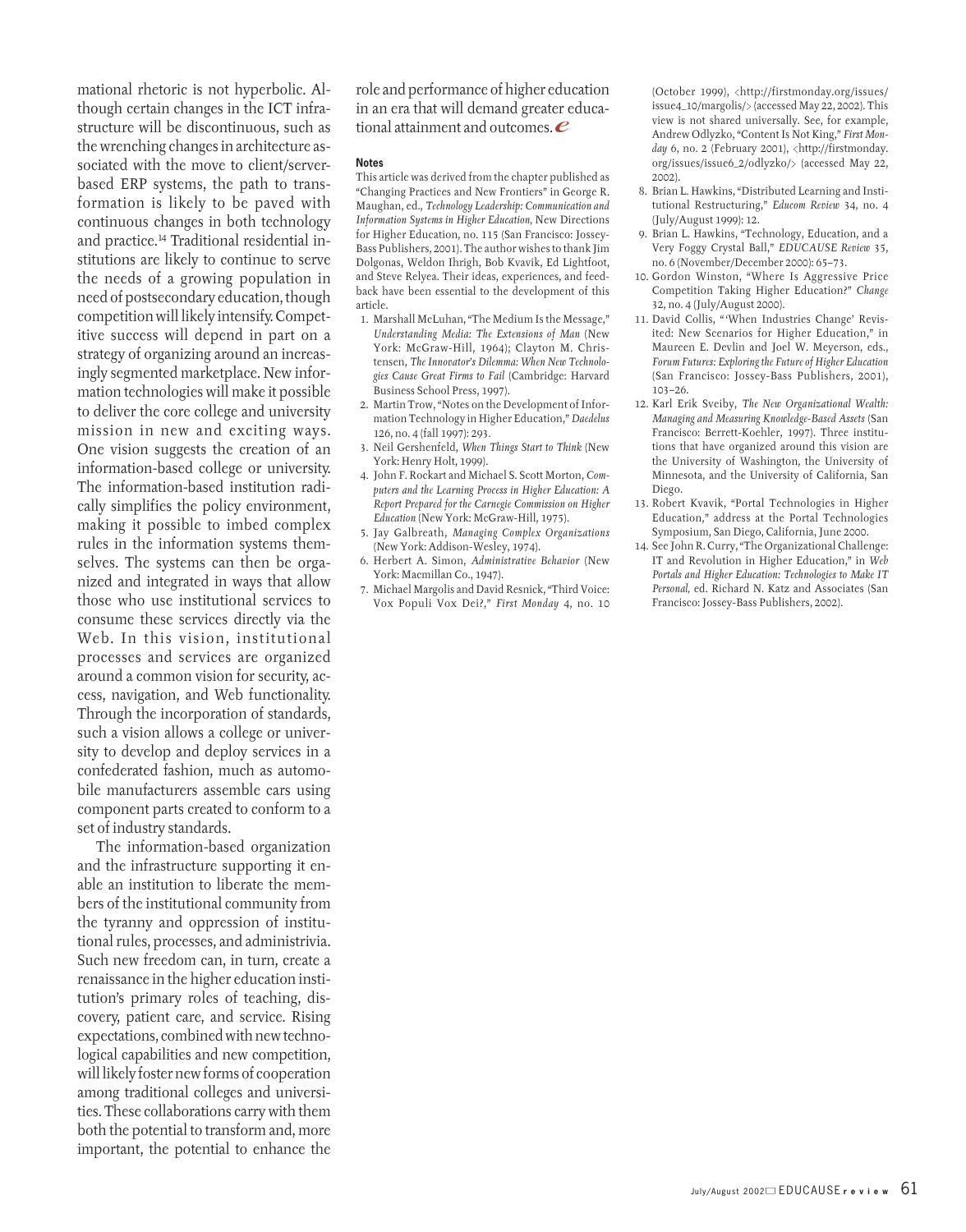mational rhetoric is not hyperbolic. Although certain changes in the ICT infrastructure will be discontinuous, such as the wrenching changes in architecture associated with the move to client/server-based ERP systems, the path to transformation is likely to be paved with continuous changes in both technology and practice.[14] Traditional residential institutions are likely to continue to serve the needs of a growing population in need of postsecondary education, though competition will likely intensify. Competitive success will depend in part on a strategy of organizing around an increasingly segmented marketplace. New information technologies will make it possible to deliver the core college and university mission in new and exciting ways. One vision suggests the creation of an information-based college or university. The information-based institution radically simplifies the policy environment, making it possible to imbed complex rules in the information systems themselves. The systems can then be organized and integrated in ways that allow those who use institutional services to consume these services directly via the Web. In this vision, institutional processes and services are organized around a common vision for security, access, navigation, and Web functionality. Through the incorporation of standards, such a vision allows a college or university to develop and deploy services in a confederated fashion, much as automobile manufacturers assemble cars using component parts created to conform to a set of industry standards.

The information-based organization and the infrastructure supporting it enable an institution to liberate the members of the institutional community from the tyranny and oppression of institutional rules, processes, and administrivia. Such new freedom can, in turn, create a renaissance in the higher education institution's primary roles of teaching, discovery, patient care, and service. Rising expectations, combined with new technological capabilities and new competition, will likely foster new forms of cooperation among traditional colleges and universities. These collaborations carry with them both the potential to transform and, more important, the potential to enhance the role and performance of higher education in an era that will demand greater educational attainment and outcomes. *e*

#### Notes

This article was derived from the chapter published as "Changing Practices and New Frontiers" in George R. Maughan, ed., *Technology Leadership: Communication and Information Systems in Higher Education,* New Directions for Higher Education, no. 115 (San Francisco: Jossey-Bass Publishers, 2001). The author wishes to thank Jim Dolgonas, Weldon Ihrigh, Bob Kvavik, Ed Lightfoot, and Steve Relyea. Their ideas, experiences, and feedback have been essential to the development of this article.

1. Marshall McLuhan, "The Medium Is the Message," *Understanding Media: The Extensions of Man* (New York: McGraw-Hill, 1964); Clayton M. Christensen, *The Innovator's Dilemma: When New Technologies Cause Great Firms to Fail* (Cambridge: Harvard Business School Press, 1997).
2. Martin Trow, "Notes on the Development of Information Technology in Higher Education," *Daedelus* 126, no. 4 (fall 1997): 293.
3. Neil Gershenfeld, *When Things Start to Think* (New York: Henry Holt, 1999).
4. John F. Rockart and Michael S. Scott Morton, *Computers and the Learning Process in Higher Education: A Report Prepared for the Carnegie Commission on Higher Education* (New York: McGraw-Hill, 1975).
5. Jay Galbreath, *Managing Complex Organizations* (New York: Addison-Wesley, 1974).
6. Herbert A. Simon, *Administrative Behavior* (New York: Macmillan Co., 1947).
7. Michael Margolis and David Resnick, "Third Voice: Vox Populi Vox Dei?," *First Monday* 4, no. 10 (October 1999), <http://firstmonday.org/issues/issue4_10/margolis/> (accessed May 22, 2002). This view is not shared universally. See, for example, Andrew Odlyzko, "Content Is Not King," *First Monday* 6, no. 2 (February 2001), <http://firstmonday.org/issues/issue6_2/odlyzko/> (accessed May 22, 2002).
8. Brian L. Hawkins, "Distributed Learning and Institutional Restructuring," *Educom Review* 34, no. 4 (July/August 1999): 12.
9. Brian L. Hawkins, "Technology, Education, and a Very Foggy Crystal Ball," *EDUCAUSE Review* 35, no. 6 (November/December 2000): 65–73.
10. Gordon Winston, "Where Is Aggressive Price Competition Taking Higher Education?" *Change* 32, no. 4 (July/August 2000).
11. David Collis, "'When Industries Change' Revisited: New Scenarios for Higher Education," in Maureen E. Devlin and Joel W. Meyerson, eds., *Forum Futures: Exploring the Future of Higher Education* (San Francisco: Jossey-Bass Publishers, 2001), 103–26.
12. Karl Erik Sveiby, *The New Organizational Wealth: Managing and Measuring Knowledge-Based Assets* (San Francisco: Berrett-Koehler, 1997). Three institutions that have organized around this vision are the University of Washington, the University of Minnesota, and the University of California, San Diego.
13. Robert Kvavik, "Portal Technologies in Higher Education," address at the Portal Technologies Symposium, San Diego, California, June 2000.
14. See John R. Curry, "The Organizational Challenge: IT and Revolution in Higher Education," in *Web Portals and Higher Education: Technologies to Make IT Personal,* ed. Richard N. Katz and Associates (San Francisco: Jossey-Bass Publishers, 2002).